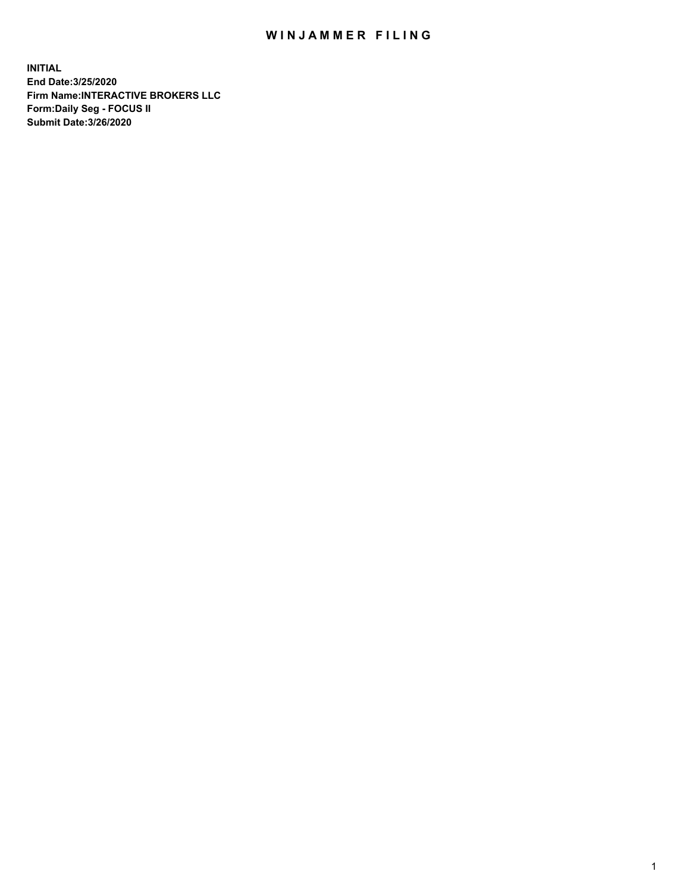# WINJAMMER FILING

**INITIAL**
**End Date:3/25/2020**
**Firm Name:INTERACTIVE BROKERS LLC**
**Form:Daily Seg - FOCUS II**
**Submit Date:3/26/2020**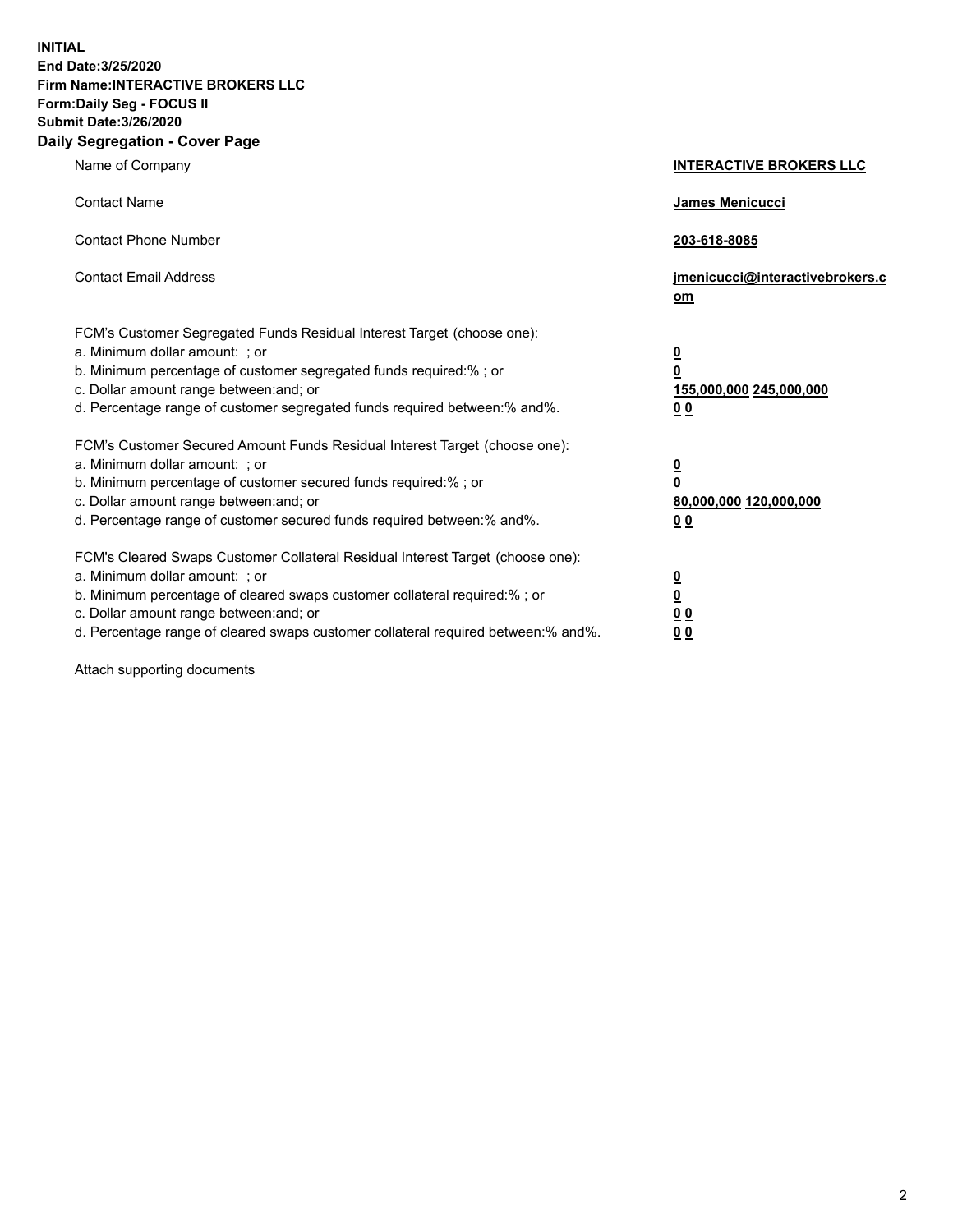**INITIAL**
**End Date:3/25/2020**
**Firm Name:INTERACTIVE BROKERS LLC**
**Form:Daily Seg - FOCUS II**
**Submit Date:3/26/2020**

## Daily Segregation - Cover Page

| | |
|---|---|
| Name of Company | **INTERACTIVE BROKERS LLC** |
| Contact Name | **James Menicucci** |
| Contact Phone Number | **203-618-8085** |
| Contact Email Address | **jmenicucci@interactivebrokers.com** |

FCM's Customer Segregated Funds Residual Interest Target (choose one):

| | |
|---|---|
| a. Minimum dollar amount: ; or | **0** |
| b. Minimum percentage of customer segregated funds required:% ; or | **0** |
| c. Dollar amount range between:and; or | **155,000,000 245,000,000** |
| d. Percentage range of customer segregated funds required between:% and%. | **0 0** |

FCM's Customer Secured Amount Funds Residual Interest Target (choose one):

| | |
|---|---|
| a. Minimum dollar amount: ; or | **0** |
| b. Minimum percentage of customer secured funds required:% ; or | **0** |
| c. Dollar amount range between:and; or | **80,000,000 120,000,000** |
| d. Percentage range of customer secured funds required between:% and%. | **0 0** |

FCM's Cleared Swaps Customer Collateral Residual Interest Target (choose one):

| | |
|---|---|
| a. Minimum dollar amount: ; or | **0** |
| b. Minimum percentage of cleared swaps customer collateral required:% ; or | **0** |
| c. Dollar amount range between:and; or | **0 0** |
| d. Percentage range of cleared swaps customer collateral required between:% and%. | **0 0** |

Attach supporting documents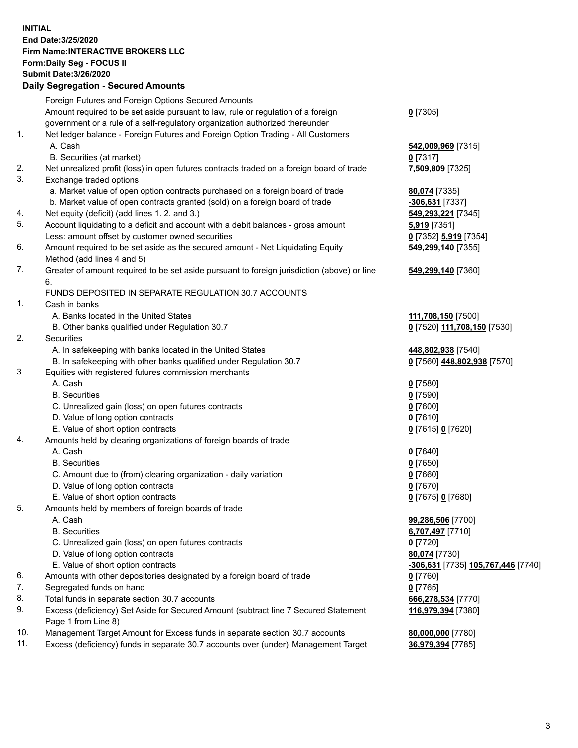**INITIAL**
**End Date:3/25/2020**
**Firm Name:INTERACTIVE BROKERS LLC**
**Form:Daily Seg - FOCUS II**
**Submit Date:3/26/2020**

## Daily Segregation - Secured Amounts

| | | |
|---|---|---|
| | Foreign Futures and Foreign Options Secured Amounts | |
| | Amount required to be set aside pursuant to law, rule or regulation of a foreign government or a rule of a self-regulatory organization authorized thereunder | **0** [7305] |
| 1. | Net ledger balance - Foreign Futures and Foreign Option Trading - All Customers | |
| | A. Cash | **542,009,969** [7315] |
| | B. Securities (at market) | **0** [7317] |
| 2. | Net unrealized profit (loss) in open futures contracts traded on a foreign board of trade | **7,509,809** [7325] |
| 3. | Exchange traded options | |
| | a. Market value of open option contracts purchased on a foreign board of trade | **80,074** [7335] |
| | b. Market value of open contracts granted (sold) on a foreign board of trade | **-306,631** [7337] |
| 4. | Net equity (deficit) (add lines 1. 2. and 3.) | **549,293,221** [7345] |
| 5. | Account liquidating to a deficit and account with a debit balances - gross amount | **5,919** [7351] |
| | Less: amount offset by customer owned securities | **0** [7352] **5,919** [7354] |
| 6. | Amount required to be set aside as the secured amount - Net Liquidating Equity Method (add lines 4 and 5) | **549,299,140** [7355] |
| 7. | Greater of amount required to be set aside pursuant to foreign jurisdiction (above) or line 6. | **549,299,140** [7360] |
| | FUNDS DEPOSITED IN SEPARATE REGULATION 30.7 ACCOUNTS | |
| 1. | Cash in banks | |
| | A. Banks located in the United States | **111,708,150** [7500] |
| | B. Other banks qualified under Regulation 30.7 | **0** [7520] **111,708,150** [7530] |
| 2. | Securities | |
| | A. In safekeeping with banks located in the United States | **448,802,938** [7540] |
| | B. In safekeeping with other banks qualified under Regulation 30.7 | **0** [7560] **448,802,938** [7570] |
| 3. | Equities with registered futures commission merchants | |
| | A. Cash | **0** [7580] |
| | B. Securities | **0** [7590] |
| | C. Unrealized gain (loss) on open futures contracts | **0** [7600] |
| | D. Value of long option contracts | **0** [7610] |
| | E. Value of short option contracts | **0** [7615] **0** [7620] |
| 4. | Amounts held by clearing organizations of foreign boards of trade | |
| | A. Cash | **0** [7640] |
| | B. Securities | **0** [7650] |
| | C. Amount due to (from) clearing organization - daily variation | **0** [7660] |
| | D. Value of long option contracts | **0** [7670] |
| | E. Value of short option contracts | **0** [7675] **0** [7680] |
| 5. | Amounts held by members of foreign boards of trade | |
| | A. Cash | **99,286,506** [7700] |
| | B. Securities | **6,707,497** [7710] |
| | C. Unrealized gain (loss) on open futures contracts | **0** [7720] |
| | D. Value of long option contracts | **80,074** [7730] |
| | E. Value of short option contracts | **-306,631** [7735] **105,767,446** [7740] |
| 6. | Amounts with other depositories designated by a foreign board of trade | **0** [7760] |
| 7. | Segregated funds on hand | **0** [7765] |
| 8. | Total funds in separate section 30.7 accounts | **666,278,534** [7770] |
| 9. | Excess (deficiency) Set Aside for Secured Amount (subtract line 7 Secured Statement Page 1 from Line 8) | **116,979,394** [7380] |
| 10. | Management Target Amount for Excess funds in separate section 30.7 accounts | **80,000,000** [7780] |
| 11. | Excess (deficiency) funds in separate 30.7 accounts over (under) Management Target | **36,979,394** [7785] |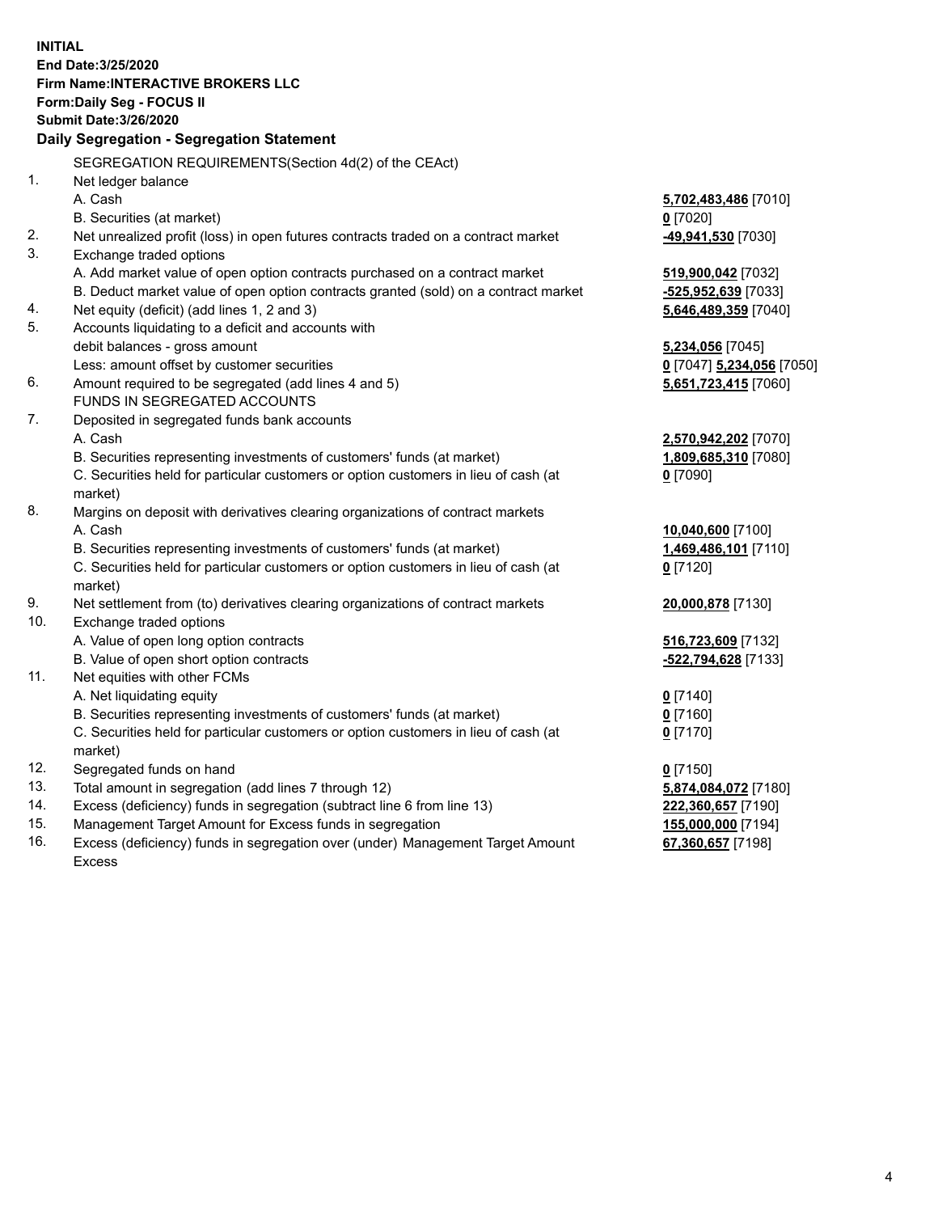**INITIAL**
**End Date:3/25/2020**
**Firm Name:INTERACTIVE BROKERS LLC**
**Form:Daily Seg - FOCUS II**
**Submit Date:3/26/2020**

**Daily Segregation - Segregation Statement**

| | | |
|---|---|---|
| | SEGREGATION REQUIREMENTS(Section 4d(2) of the CEAct) | |
| 1. | Net ledger balance | |
| | A. Cash | **5,702,483,486** [7010] |
| | B. Securities (at market) | **0** [7020] |
| 2. | Net unrealized profit (loss) in open futures contracts traded on a contract market | **-49,941,530** [7030] |
| 3. | Exchange traded options | |
| | A. Add market value of open option contracts purchased on a contract market | **519,900,042** [7032] |
| | B. Deduct market value of open option contracts granted (sold) on a contract market | **-525,952,639** [7033] |
| 4. | Net equity (deficit) (add lines 1, 2 and 3) | **5,646,489,359** [7040] |
| 5. | Accounts liquidating to a deficit and accounts with | |
| | debit balances - gross amount | **5,234,056** [7045] |
| | Less: amount offset by customer securities | **0** [7047] **5,234,056** [7050] |
| 6. | Amount required to be segregated (add lines 4 and 5) | **5,651,723,415** [7060] |
| | FUNDS IN SEGREGATED ACCOUNTS | |
| 7. | Deposited in segregated funds bank accounts | |
| | A. Cash | **2,570,942,202** [7070] |
| | B. Securities representing investments of customers' funds (at market) | **1,809,685,310** [7080] |
| | C. Securities held for particular customers or option customers in lieu of cash (at market) | **0** [7090] |
| 8. | Margins on deposit with derivatives clearing organizations of contract markets | |
| | A. Cash | **10,040,600** [7100] |
| | B. Securities representing investments of customers' funds (at market) | **1,469,486,101** [7110] |
| | C. Securities held for particular customers or option customers in lieu of cash (at market) | **0** [7120] |
| 9. | Net settlement from (to) derivatives clearing organizations of contract markets | **20,000,878** [7130] |
| 10. | Exchange traded options | |
| | A. Value of open long option contracts | **516,723,609** [7132] |
| | B. Value of open short option contracts | **-522,794,628** [7133] |
| 11. | Net equities with other FCMs | |
| | A. Net liquidating equity | **0** [7140] |
| | B. Securities representing investments of customers' funds (at market) | **0** [7160] |
| | C. Securities held for particular customers or option customers in lieu of cash (at market) | **0** [7170] |
| 12. | Segregated funds on hand | **0** [7150] |
| 13. | Total amount in segregation (add lines 7 through 12) | **5,874,084,072** [7180] |
| 14. | Excess (deficiency) funds in segregation (subtract line 6 from line 13) | **222,360,657** [7190] |
| 15. | Management Target Amount for Excess funds in segregation | **155,000,000** [7194] |
| 16. | Excess (deficiency) funds in segregation over (under) Management Target Amount Excess | **67,360,657** [7198] |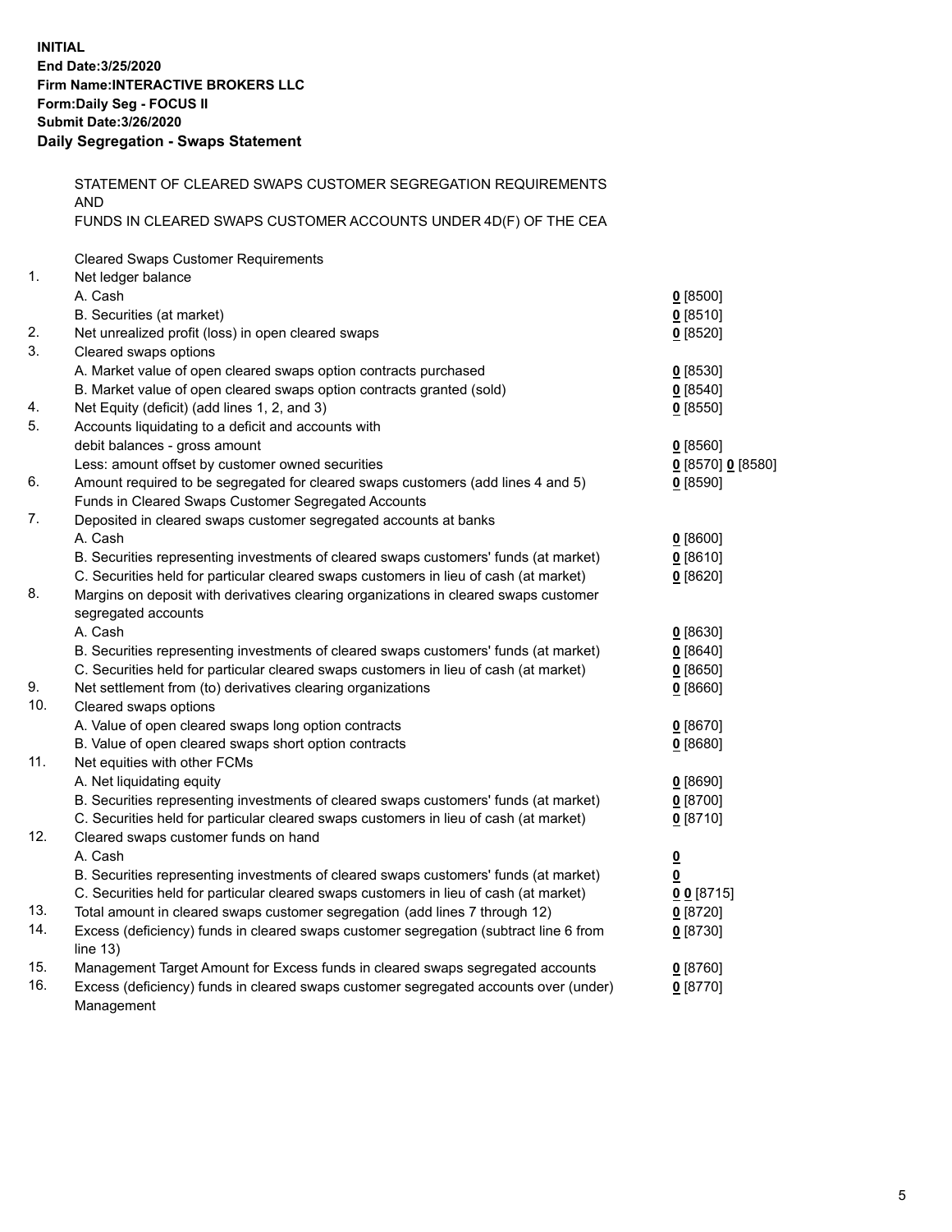**INITIAL**
**End Date:3/25/2020**
**Firm Name:INTERACTIVE BROKERS LLC**
**Form:Daily Seg - FOCUS II**
**Submit Date:3/26/2020**
**Daily Segregation - Swaps Statement**

STATEMENT OF CLEARED SWAPS CUSTOMER SEGREGATION REQUIREMENTS AND FUNDS IN CLEARED SWAPS CUSTOMER ACCOUNTS UNDER 4D(F) OF THE CEA

| | | |
|---|---|---|
| | Cleared Swaps Customer Requirements | |
| 1. | Net ledger balance | |
| | A. Cash | 0 [8500] |
| | B. Securities (at market) | 0 [8510] |
| 2. | Net unrealized profit (loss) in open cleared swaps | 0 [8520] |
| 3. | Cleared swaps options | |
| | A. Market value of open cleared swaps option contracts purchased | 0 [8530] |
| | B. Market value of open cleared swaps option contracts granted (sold) | 0 [8540] |
| 4. | Net Equity (deficit) (add lines 1, 2, and 3) | 0 [8550] |
| 5. | Accounts liquidating to a deficit and accounts with | |
| | debit balances - gross amount | 0 [8560] |
| | Less: amount offset by customer owned securities | 0 [8570] 0 [8580] |
| 6. | Amount required to be segregated for cleared swaps customers (add lines 4 and 5) | 0 [8590] |
| | Funds in Cleared Swaps Customer Segregated Accounts | |
| 7. | Deposited in cleared swaps customer segregated accounts at banks | |
| | A. Cash | 0 [8600] |
| | B. Securities representing investments of cleared swaps customers' funds (at market) | 0 [8610] |
| | C. Securities held for particular cleared swaps customers in lieu of cash (at market) | 0 [8620] |
| 8. | Margins on deposit with derivatives clearing organizations in cleared swaps customer segregated accounts | |
| | A. Cash | 0 [8630] |
| | B. Securities representing investments of cleared swaps customers' funds (at market) | 0 [8640] |
| | C. Securities held for particular cleared swaps customers in lieu of cash (at market) | 0 [8650] |
| 9. | Net settlement from (to) derivatives clearing organizations | 0 [8660] |
| 10. | Cleared swaps options | |
| | A. Value of open cleared swaps long option contracts | 0 [8670] |
| | B. Value of open cleared swaps short option contracts | 0 [8680] |
| 11. | Net equities with other FCMs | |
| | A. Net liquidating equity | 0 [8690] |
| | B. Securities representing investments of cleared swaps customers' funds (at market) | 0 [8700] |
| | C. Securities held for particular cleared swaps customers in lieu of cash (at market) | 0 [8710] |
| 12. | Cleared swaps customer funds on hand | |
| | A. Cash | 0 |
| | B. Securities representing investments of cleared swaps customers' funds (at market) | 0 |
| | C. Securities held for particular cleared swaps customers in lieu of cash (at market) | 0 0 [8715] |
| 13. | Total amount in cleared swaps customer segregation (add lines 7 through 12) | 0 [8720] |
| 14. | Excess (deficiency) funds in cleared swaps customer segregation (subtract line 6 from line 13) | 0 [8730] |
| 15. | Management Target Amount for Excess funds in cleared swaps segregated accounts | 0 [8760] |
| 16. | Excess (deficiency) funds in cleared swaps customer segregated accounts over (under) Management | 0 [8770] |